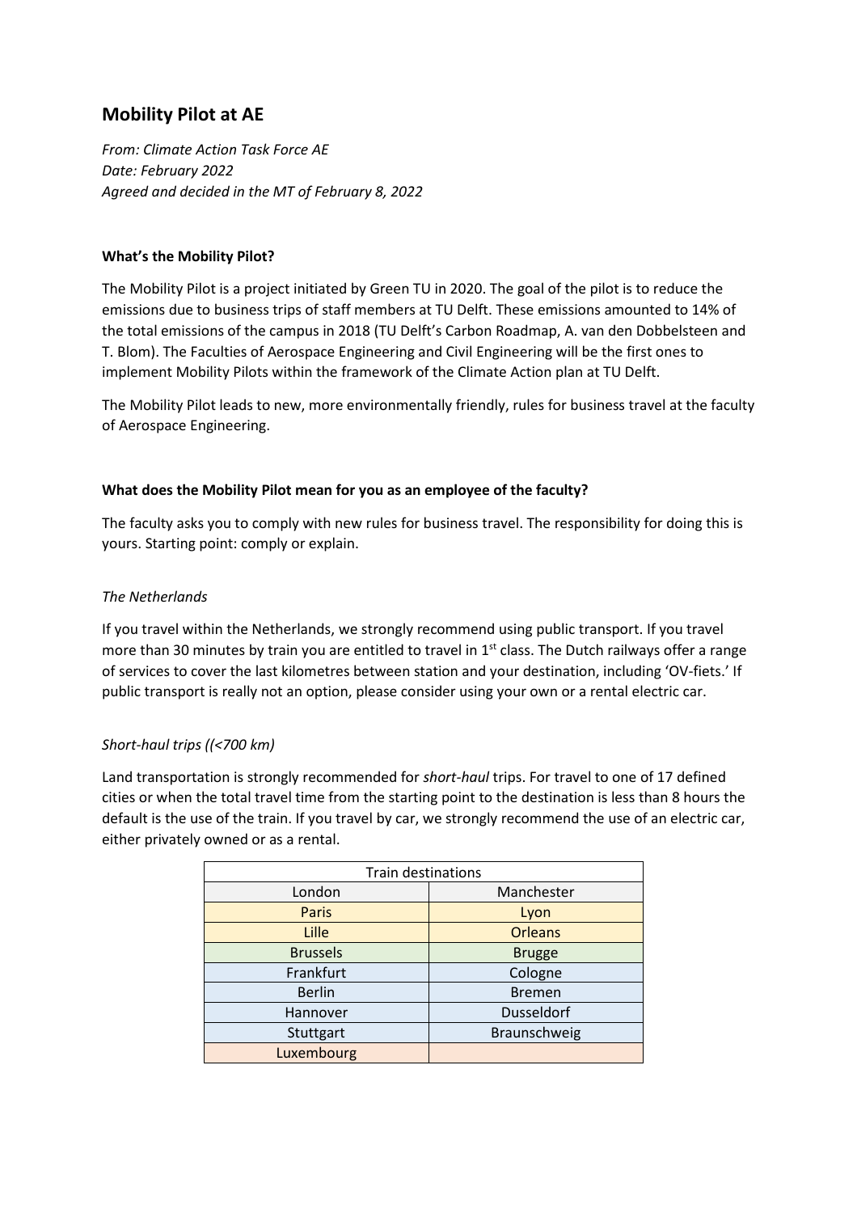# Mobility Pilot at AE

*From: Climate Action Task Force AE*
*Date: February 2022*
*Agreed and decided in the MT of February 8, 2022*

**What's the Mobility Pilot?**

The Mobility Pilot is a project initiated by Green TU in 2020. The goal of the pilot is to reduce the emissions due to business trips of staff members at TU Delft. These emissions amounted to 14% of the total emissions of the campus in 2018 (TU Delft's Carbon Roadmap, A. van den Dobbelsteen and T. Blom). The Faculties of Aerospace Engineering and Civil Engineering will be the first ones to implement Mobility Pilots within the framework of the Climate Action plan at TU Delft.

The Mobility Pilot leads to new, more environmentally friendly, rules for business travel at the faculty of Aerospace Engineering.

**What does the Mobility Pilot mean for you as an employee of the faculty?**

The faculty asks you to comply with new rules for business travel. The responsibility for doing this is yours. Starting point: comply or explain.

*The Netherlands*

If you travel within the Netherlands, we strongly recommend using public transport. If you travel more than 30 minutes by train you are entitled to travel in 1st class. The Dutch railways offer a range of services to cover the last kilometres between station and your destination, including 'OV-fiets.' If public transport is really not an option, please consider using your own or a rental electric car.

*Short-haul trips ((<700 km)*

Land transportation is strongly recommended for *short-haul* trips. For travel to one of 17 defined cities or when the total travel time from the starting point to the destination is less than 8 hours the default is the use of the train. If you travel by car, we strongly recommend the use of an electric car, either privately owned or as a rental.

| Train destinations | |
|---|---|
| London | Manchester |
| Paris | Lyon |
| Lille | Orleans |
| Brussels | Brugge |
| Frankfurt | Cologne |
| Berlin | Bremen |
| Hannover | Dusseldorf |
| Stuttgart | Braunschweig |
| Luxembourg | |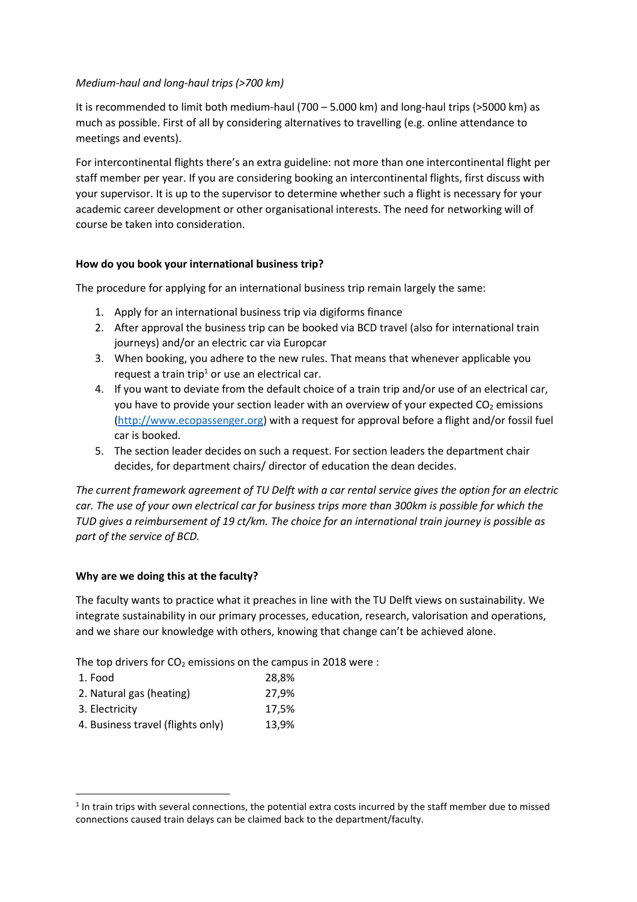*Medium-haul and long-haul trips (>700 km)*

It is recommended to limit both medium-haul (700 – 5.000 km) and long-haul trips (>5000 km) as much as possible. First of all by considering alternatives to travelling (e.g. online attendance to meetings and events).

For intercontinental flights there's an extra guideline: not more than one intercontinental flight per staff member per year. If you are considering booking an intercontinental flights, first discuss with your supervisor. It is up to the supervisor to determine whether such a flight is necessary for your academic career development or other organisational interests. The need for networking will of course be taken into consideration.

**How do you book your international business trip?**

The procedure for applying for an international business trip remain largely the same:

1. Apply for an international business trip via digiforms finance
2. After approval the business trip can be booked via BCD travel (also for international train journeys) and/or an electric car via Europcar
3. When booking, you adhere to the new rules. That means that whenever applicable you request a train trip[1] or use an electrical car.
4. If you want to deviate from the default choice of a train trip and/or use of an electrical car, you have to provide your section leader with an overview of your expected $CO_2$ emissions (http://www.ecopassenger.org) with a request for approval before a flight and/or fossil fuel car is booked.
5. The section leader decides on such a request. For section leaders the department chair decides, for department chairs/ director of education the dean decides.

*The current framework agreement of TU Delft with a car rental service gives the option for an electric car. The use of your own electrical car for business trips more than 300km is possible for which the TUD gives a reimbursement of 19 ct/km. The choice for an international train journey is possible as part of the service of BCD.*

**Why are we doing this at the faculty?**

The faculty wants to practice what it preaches in line with the TU Delft views on sustainability. We integrate sustainability in our primary processes, education, research, valorisation and operations, and we share our knowledge with others, knowing that change can't be achieved alone.

The top drivers for $CO_2$ emissions on the campus in 2018 were :

| | |
|---|---|
| 1. Food | 28,8% |
| 2. Natural gas (heating) | 27,9% |
| 3. Electricity | 17,5% |
| 4. Business travel (flights only) | 13,9% |

---

[1] In train trips with several connections, the potential extra costs incurred by the staff member due to missed connections caused train delays can be claimed back to the department/faculty.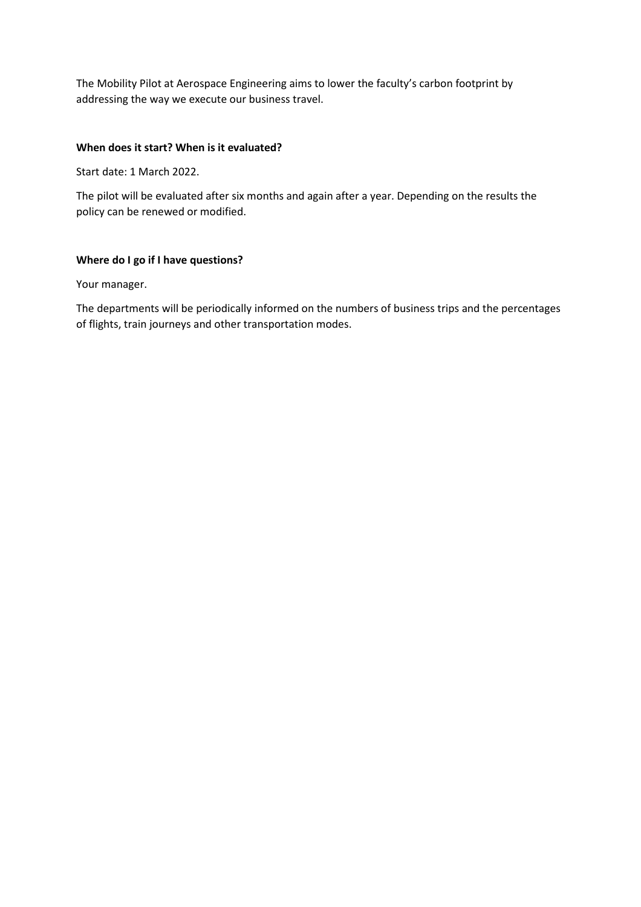The Mobility Pilot at Aerospace Engineering aims to lower the faculty's carbon footprint by addressing the way we execute our business travel.

**When does it start? When is it evaluated?**

Start date: 1 March 2022.

The pilot will be evaluated after six months and again after a year. Depending on the results the policy can be renewed or modified.

**Where do I go if I have questions?**

Your manager.

The departments will be periodically informed on the numbers of business trips and the percentages of flights, train journeys and other transportation modes.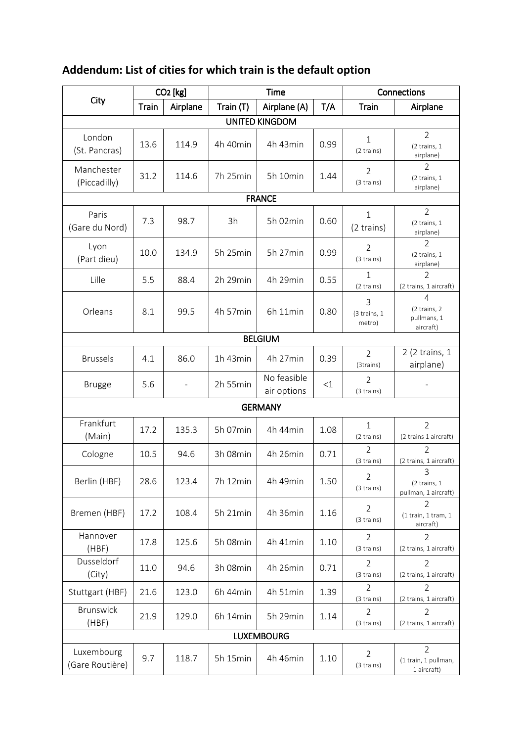## Addendum: List of cities for which train is the default option

| City | $CO_2$ [kg] | | Time | | | Connections | |
|---|---|---|---|---|---|---|---|
| | Train | Airplane | Train (T) | Airplane (A) | T/A | Train | Airplane |
| **UNITED KINGDOM** | | | | | | | |
| London (St. Pancras) | 13.6 | 114.9 | 4h 40min | 4h 43min | 0.99 | 1 (2 trains) | 2 (2 trains, 1 airplane) |
| Manchester (Piccadilly) | 31.2 | 114.6 | 7h 25min | 5h 10min | 1.44 | 2 (3 trains) | 2 (2 trains, 1 airplane) |
| **FRANCE** | | | | | | | |
| Paris (Gare du Nord) | 7.3 | 98.7 | 3h | 5h 02min | 0.60 | 1 (2 trains) | 2 (2 trains, 1 airplane) |
| Lyon (Part dieu) | 10.0 | 134.9 | 5h 25min | 5h 27min | 0.99 | 2 (3 trains) | 2 (2 trains, 1 airplane) |
| Lille | 5.5 | 88.4 | 2h 29min | 4h 29min | 0.55 | 1 (2 trains) | 2 (2 trains, 1 aircraft) |
| Orleans | 8.1 | 99.5 | 4h 57min | 6h 11min | 0.80 | 3 (3 trains, 1 metro) | 4 (2 trains, 2 pullmans, 1 aircraft) |
| **BELGIUM** | | | | | | | |
| Brussels | 4.1 | 86.0 | 1h 43min | 4h 27min | 0.39 | 2 (3trains) | 2 (2 trains, 1 airplane) |
| Brugge | 5.6 | - | 2h 55min | No feasible air options | <1 | 2 (3 trains) | - |
| **GERMANY** | | | | | | | |
| Frankfurt (Main) | 17.2 | 135.3 | 5h 07min | 4h 44min | 1.08 | 1 (2 trains) | 2 (2 trains 1 aircraft) |
| Cologne | 10.5 | 94.6 | 3h 08min | 4h 26min | 0.71 | 2 (3 trains) | 2 (2 trains, 1 aircraft) |
| Berlin (HBF) | 28.6 | 123.4 | 7h 12min | 4h 49min | 1.50 | 2 (3 trains) | 3 (2 trains, 1 pullman, 1 aircraft) |
| Bremen (HBF) | 17.2 | 108.4 | 5h 21min | 4h 36min | 1.16 | 2 (3 trains) | 2 (1 train, 1 tram, 1 aircraft) |
| Hannover (HBF) | 17.8 | 125.6 | 5h 08min | 4h 41min | 1.10 | 2 (3 trains) | 2 (2 trains, 1 aircraft) |
| Dusseldorf (City) | 11.0 | 94.6 | 3h 08min | 4h 26min | 0.71 | 2 (3 trains) | 2 (2 trains, 1 aircraft) |
| Stuttgart (HBF) | 21.6 | 123.0 | 6h 44min | 4h 51min | 1.39 | 2 (3 trains) | 2 (2 trains, 1 aircraft) |
| Brunswick (HBF) | 21.9 | 129.0 | 6h 14min | 5h 29min | 1.14 | 2 (3 trains) | 2 (2 trains, 1 aircraft) |
| **LUXEMBOURG** | | | | | | | |
| Luxembourg (Gare Routière) | 9.7 | 118.7 | 5h 15min | 4h 46min | 1.10 | 2 (3 trains) | 2 (1 train, 1 pullman, 1 aircraft) |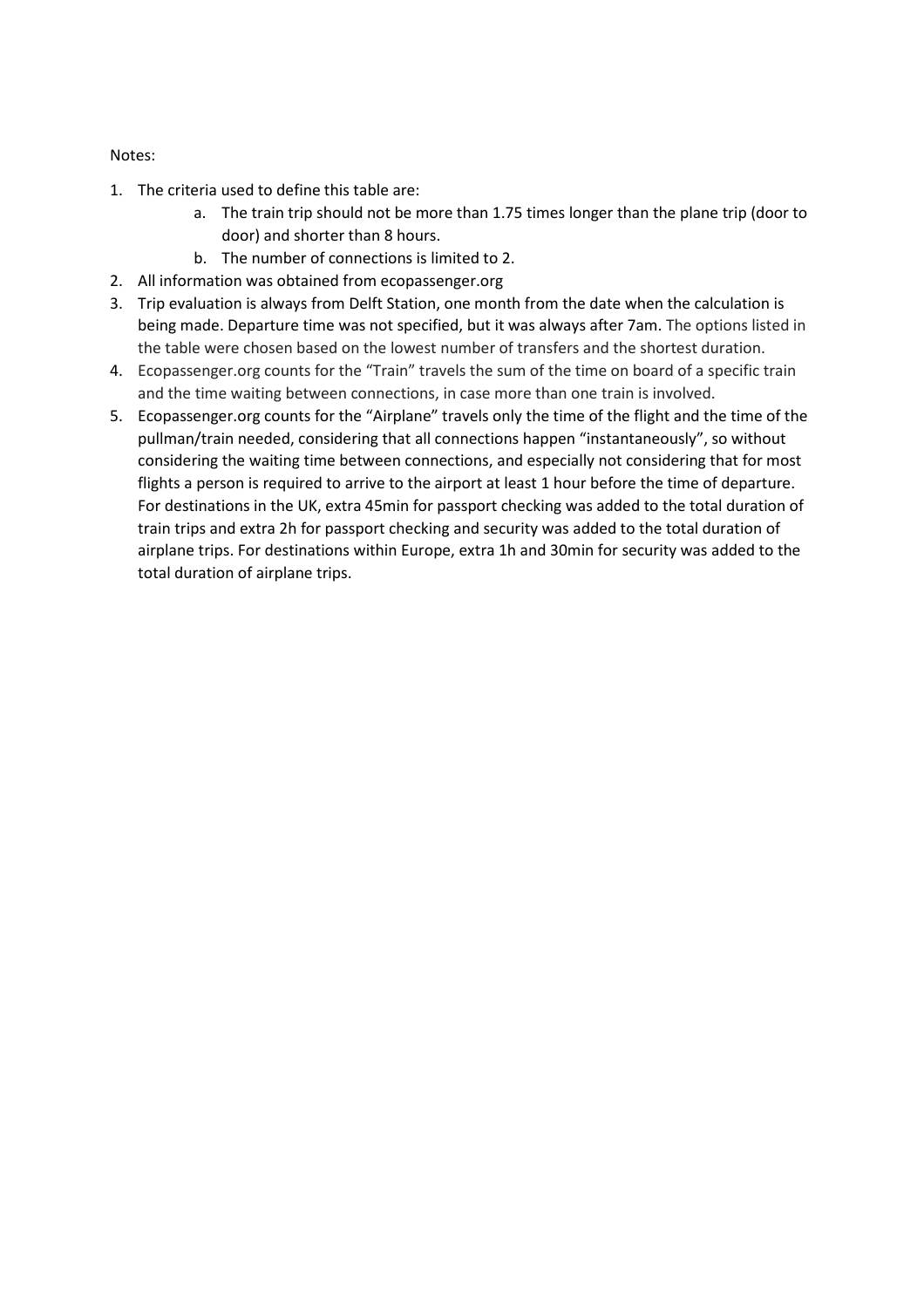Notes:

1. The criteria used to define this table are:
    a. The train trip should not be more than 1.75 times longer than the plane trip (door to door) and shorter than 8 hours.
    b. The number of connections is limited to 2.
2. All information was obtained from ecopassenger.org
3. Trip evaluation is always from Delft Station, one month from the date when the calculation is being made. Departure time was not specified, but it was always after 7am. The options listed in the table were chosen based on the lowest number of transfers and the shortest duration.
4. Ecopassenger.org counts for the "Train" travels the sum of the time on board of a specific train and the time waiting between connections, in case more than one train is involved.
5. Ecopassenger.org counts for the "Airplane" travels only the time of the flight and the time of the pullman/train needed, considering that all connections happen "instantaneously", so without considering the waiting time between connections, and especially not considering that for most flights a person is required to arrive to the airport at least 1 hour before the time of departure. For destinations in the UK, extra 45min for passport checking was added to the total duration of train trips and extra 2h for passport checking and security was added to the total duration of airplane trips. For destinations within Europe, extra 1h and 30min for security was added to the total duration of airplane trips.